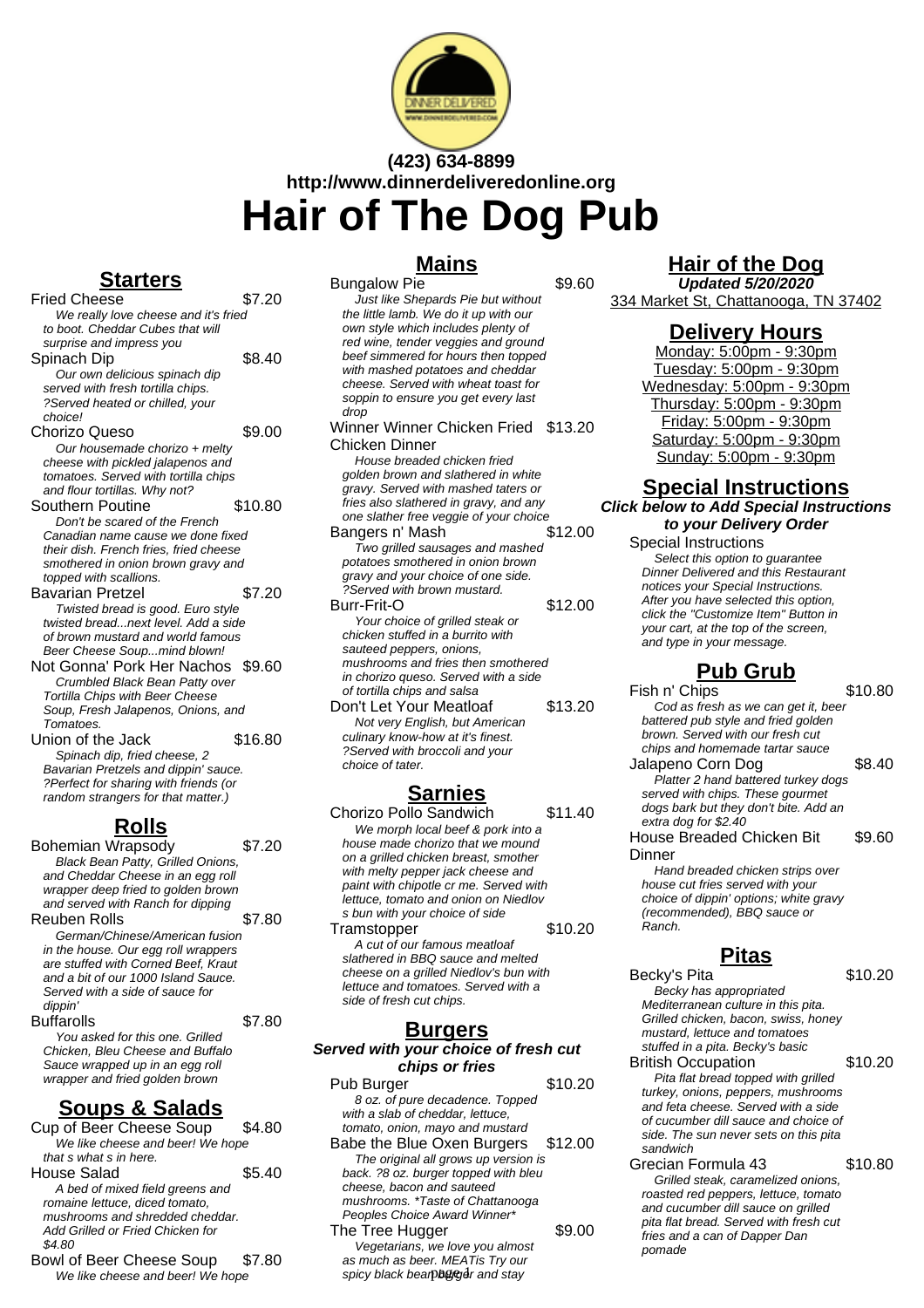**(423) 634-8899**
**http://www.dinnerdeliveredonline.org**

# Hair of The Dog Pub

## Starters

**Fried Cheese** — $7.20
*We really love cheese and it's fried to boot. Cheddar Cubes that will surprise and impress you*

**Spinach Dip** — $8.40
*Our own delicious spinach dip served with fresh tortilla chips. ?Served heated or chilled, your choice!*

**Chorizo Queso** — $9.00
*Our housemade chorizo + melty cheese with pickled jalapenos and tomatoes. Served with tortilla chips and flour tortillas. Why not?*

**Southern Poutine** — $10.80
*Don't be scared of the French Canadian name cause we done fixed their dish. French fries, fried cheese smothered in onion brown gravy and topped with scallions.*

**Bavarian Pretzel** — $7.20
*Twisted bread is good. Euro style twisted bread...next level. Add a side of brown mustard and world famous Beer Cheese Soup...mind blown!*

**Not Gonna' Pork Her Nachos** — $9.60
*Crumbled Black Bean Patty over Tortilla Chips with Beer Cheese Soup, Fresh Jalapenos, Onions, and Tomatoes.*

**Union of the Jack** — $16.80
*Spinach dip, fried cheese, 2 Bavarian Pretzels and dippin' sauce. ?Perfect for sharing with friends (or random strangers for that matter.)*

## Rolls

**Bohemian Wrapsody** — $7.20
*Black Bean Patty, Grilled Onions, and Cheddar Cheese in an egg roll wrapper deep fried to golden brown and served with Ranch for dipping*

**Reuben Rolls** — $7.80
*German/Chinese/American fusion in the house. Our egg roll wrappers are stuffed with Corned Beef, Kraut and a bit of our 1000 Island Sauce. Served with a side of sauce for dippin'*

**Buffarolls** — $7.80
*You asked for this one. Grilled Chicken, Bleu Cheese and Buffalo Sauce wrapped up in an egg roll wrapper and fried golden brown*

## Soups & Salads

**Cup of Beer Cheese Soup** — $4.80
*We like cheese and beer! We hope that s what s in here.*

**House Salad** — $5.40
*A bed of mixed field greens and romaine lettuce, diced tomato, mushrooms and shredded cheddar. Add Grilled or Fried Chicken for $4.80*

**Bowl of Beer Cheese Soup** — $7.80
*We like cheese and beer! We hope*

## Mains

**Bungalow Pie** — $9.60
*Just like Shepards Pie but without the little lamb. We do it up with our own style which includes plenty of red wine, tender veggies and ground beef simmered for hours then topped with mashed potatoes and cheddar cheese. Served with wheat toast for soppin to ensure you get every last drop*

**Winner Winner Chicken Fried Chicken Dinner** — $13.20
*House breaded chicken fried golden brown and slathered in white gravy. Served with mashed taters or fries also slathered in gravy, and any one slather free veggie of your choice*

**Bangers n' Mash** — $12.00
*Two grilled sausages and mashed potatoes smothered in onion brown gravy and your choice of one side. ?Served with brown mustard.*

**Burr-Frit-O** — $12.00
*Your choice of grilled steak or chicken stuffed in a burrito with sauteed peppers, onions, mushrooms and fries then smothered in chorizo queso. Served with a side of tortilla chips and salsa*

**Don't Let Your Meatloaf** — $13.20
*Not very English, but American culinary know-how at it's finest. ?Served with broccoli and your choice of tater.*

## Sarnies

**Chorizo Pollo Sandwich** — $11.40
*We morph local beef & pork into a house made chorizo that we mound on a grilled chicken breast, smother with melty pepper jack cheese and paint with chipotle cr me. Served with lettuce, tomato and onion on Niedlov s bun with your choice of side*

**Tramstopper** — $10.20
*A cut of our famous meatloaf slathered in BBQ sauce and melted cheese on a grilled Niedlov's bun with lettuce and tomatoes. Served with a side of fresh cut chips.*

## Burgers

**Served with your choice of fresh cut chips or fries**

**Pub Burger** — $10.20
*8 oz. of pure decadence. Topped with a slab of cheddar, lettuce, tomato, onion, mayo and mustard*

**Babe the Blue Oxen Burgers** — $12.00
*The original all grows up version is back. ?8 oz. burger topped with bleu cheese, bacon and sauteed mushrooms. \*Taste of Chattanooga Peoples Choice Award Winner\**

**The Tree Hugger** — $9.00
*Vegetarians, we love you almost as much as beer. MEATis Try our spicy black bean burger and stay*

## Hair of the Dog

**Updated 5/20/2020**

334 Market St, Chattanooga, TN 37402

## Delivery Hours

Monday: 5:00pm - 9:30pm
Tuesday: 5:00pm - 9:30pm
Wednesday: 5:00pm - 9:30pm
Thursday: 5:00pm - 9:30pm
Friday: 5:00pm - 9:30pm
Saturday: 5:00pm - 9:30pm
Sunday: 5:00pm - 9:30pm

## Special Instructions

***Click below to Add Special Instructions to your Delivery Order***

**Special Instructions**
*Select this option to guarantee Dinner Delivered and this Restaurant notices your Special Instructions. After you have selected this option, click the "Customize Item" Button in your cart, at the top of the screen, and type in your message.*

## Pub Grub

**Fish n' Chips** — $10.80
*Cod as fresh as we can get it, beer battered pub style and fried golden brown. Served with our fresh cut chips and homemade tartar sauce*

**Jalapeno Corn Dog** — $8.40
*Platter 2 hand battered turkey dogs served with chips. These gourmet dogs bark but they don't bite. Add an extra dog for $2.40*

**House Breaded Chicken Bit Dinner** — $9.60
*Hand breaded chicken strips over house cut fries served with your choice of dippin' options; white gravy (recommended), BBQ sauce or Ranch.*

## Pitas

**Becky's Pita** — $10.20
*Becky has appropriated Mediterranean culture in this pita. Grilled chicken, bacon, swiss, honey mustard, lettuce and tomatoes stuffed in a pita. Becky's basic*

**British Occupation** — $10.20
*Pita flat bread topped with grilled turkey, onions, peppers, mushrooms and feta cheese. Served with a side of cucumber dill sauce and choice of side. The sun never sets on this pita sandwich*

**Grecian Formula 43** — $10.80
*Grilled steak, caramelized onions, roasted red peppers, lettuce, tomato and cucumber dill sauce on grilled pita flat bread. Served with fresh cut fries and a can of Dapper Dan pomade*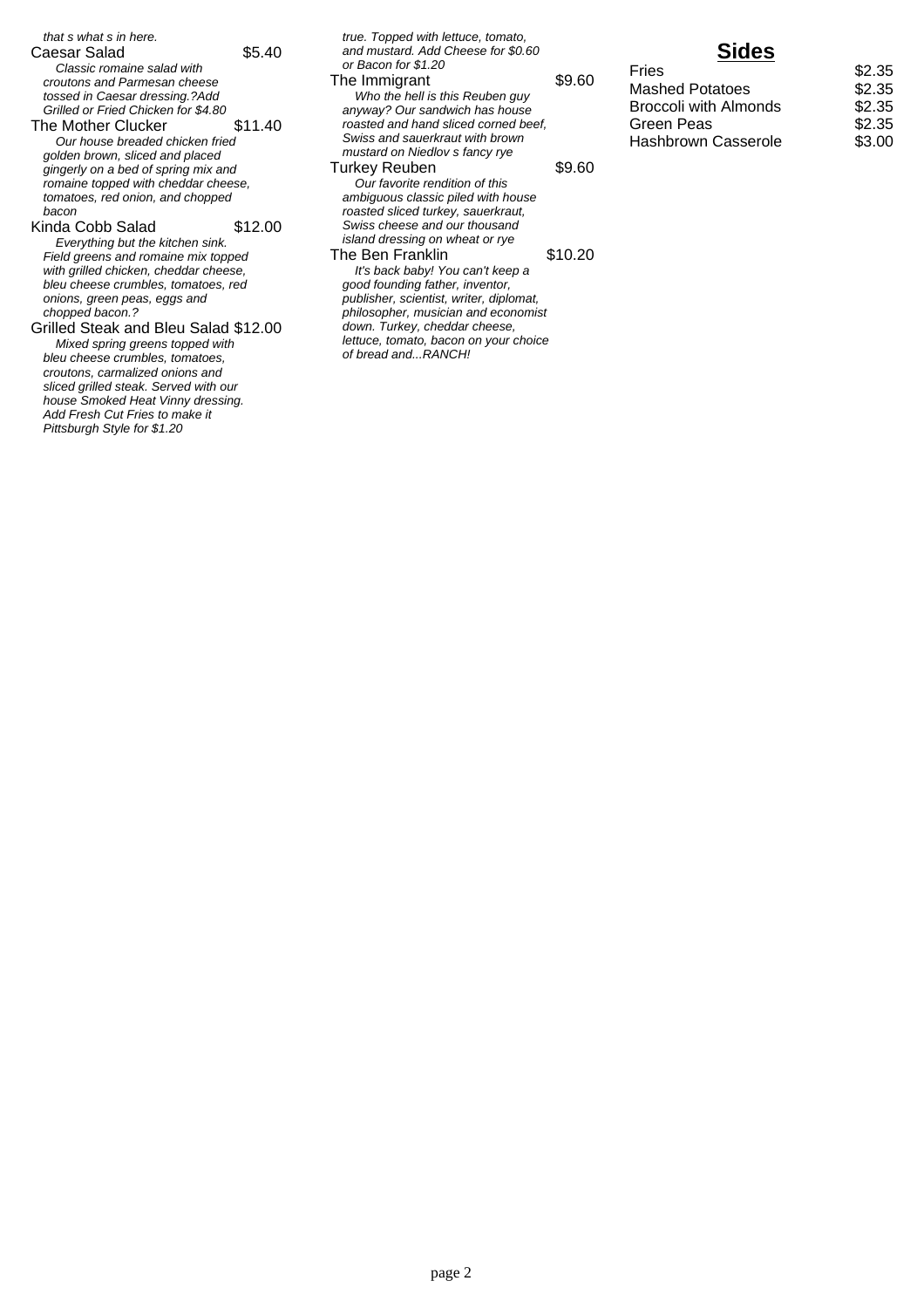*that s what s in here.*

Caesar Salad $5.40

*Classic romaine salad with croutons and Parmesan cheese tossed in Caesar dressing.?Add Grilled or Fried Chicken for $4.80*

The Mother Clucker $11.40

*Our house breaded chicken fried golden brown, sliced and placed gingerly on a bed of spring mix and romaine topped with cheddar cheese, tomatoes, red onion, and chopped bacon*

Kinda Cobb Salad $12.00

*Everything but the kitchen sink. Field greens and romaine mix topped with grilled chicken, cheddar cheese, bleu cheese crumbles, tomatoes, red onions, green peas, eggs and chopped bacon.?*

Grilled Steak and Bleu Salad $12.00

*Mixed spring greens topped with bleu cheese crumbles, tomatoes, croutons, carmalized onions and sliced grilled steak. Served with our house Smoked Heat Vinny dressing. Add Fresh Cut Fries to make it Pittsburgh Style for $1.20*

*true. Topped with lettuce, tomato, and mustard. Add Cheese for $0.60 or Bacon for $1.20*

The Immigrant $9.60

*Who the hell is this Reuben guy anyway? Our sandwich has house roasted and hand sliced corned beef, Swiss and sauerkraut with brown mustard on Niedlov s fancy rye*

Turkey Reuben $9.60

*Our favorite rendition of this ambiguous classic piled with house roasted sliced turkey, sauerkraut, Swiss cheese and our thousand island dressing on wheat or rye*

The Ben Franklin $10.20

*It's back baby! You can't keep a good founding father, inventor, publisher, scientist, writer, diplomat, philosopher, musician and economist down. Turkey, cheddar cheese, lettuce, tomato, bacon on your choice of bread and...RANCH!*

## Sides

| | |
|---|---|
| Fries | $2.35 |
| Mashed Potatoes | $2.35 |
| Broccoli with Almonds | $2.35 |
| Green Peas | $2.35 |
| Hashbrown Casserole | $3.00 |